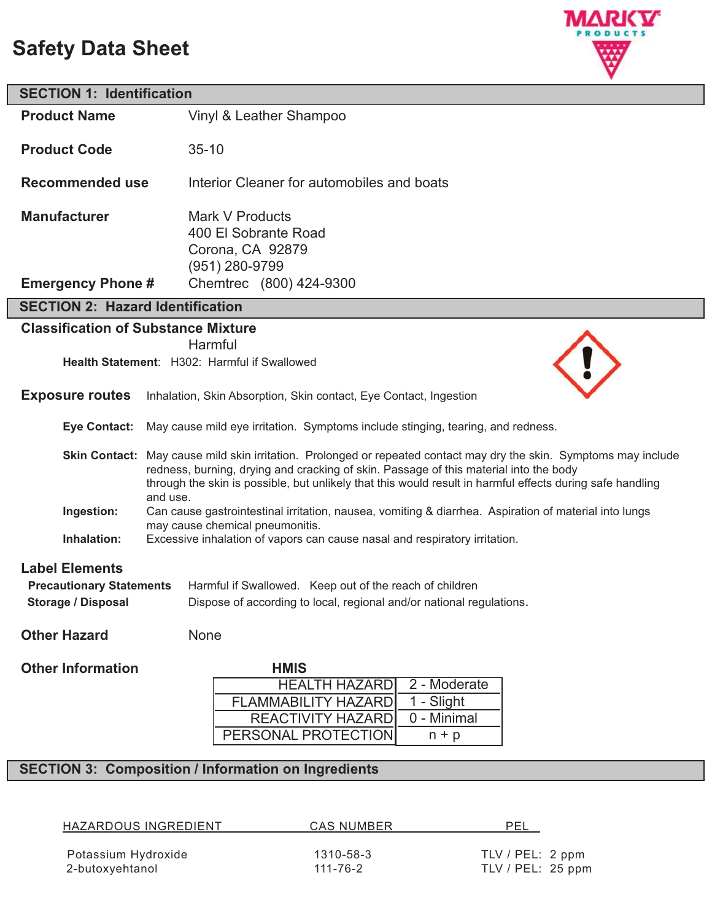# Safety Data Sheet

## SECTION 1: Identification

**Product Name** Vinyl & Leather Shampoo

**Product Code** 35-10

**Recommended use** Interior Cleaner for automobiles and boats

**Manufacturer** Mark V Products
400 El Sobrante Road
Corona, CA 92879
(951) 280-9799

**Emergency Phone #** Chemtrec (800) 424-9300

## SECTION 2: Hazard Identification

### Classification of Substance Mixture

Harmful

**Health Statement**: H302: Harmful if Swallowed

**Exposure routes** Inhalation, Skin Absorption, Skin contact, Eye Contact, Ingestion

**Eye Contact:** May cause mild eye irritation. Symptoms include stinging, tearing, and redness.

**Skin Contact:** May cause mild skin irritation. Prolonged or repeated contact may dry the skin. Symptoms may include redness, burning, drying and cracking of skin. Passage of this material into the body through the skin is possible, but unlikely that this would result in harmful effects during safe handling and use.

**Ingestion:** Can cause gastrointestinal irritation, nausea, vomiting & diarrhea. Aspiration of material into lungs may cause chemical pneumonitis.

**Inhalation:** Excessive inhalation of vapors can cause nasal and respiratory irritation.

### Label Elements

**Precautionary Statements** Harmful if Swallowed. Keep out of the reach of children

**Storage / Disposal** Dispose of according to local, regional and/or national regulations.

**Other Hazard** None

**Other Information**

**HMIS**

| | |
|---|---|
| HEALTH HAZARD | 2 - Moderate |
| FLAMMABILITY HAZARD | 1 - Slight |
| REACTIVITY HAZARD | 0 - Minimal |
| PERSONAL PROTECTION | n + p |

## SECTION 3: Composition / Information on Ingredients

| HAZARDOUS INGREDIENT | CAS NUMBER | PEL |
|---|---|---|
| Potassium Hydroxide | 1310-58-3 | TLV / PEL: 2 ppm |
| 2-butoxyehtanol | 111-76-2 | TLV / PEL: 25 ppm |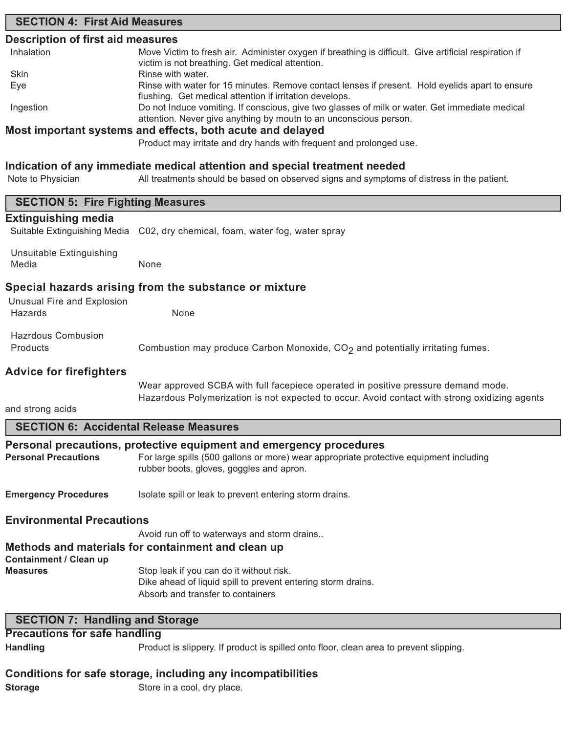## SECTION 4: First Aid Measures

### Description of first aid measures

| | |
|---|---|
| Inhalation | Move Victim to fresh air. Administer oxygen if breathing is difficult. Give artificial respiration if victim is not breathing. Get medical attention. |
| Skin | Rinse with water. |
| Eye | Rinse with water for 15 minutes. Remove contact lenses if present. Hold eyelids apart to ensure flushing. Get medical attention if irritation develops. |
| Ingestion | Do not Induce vomiting. If conscious, give two glasses of milk or water. Get immediate medical attention. Never give anything by moutn to an unconscious person. |

### Most important systems and effects, both acute and delayed

Product may irritate and dry hands with frequent and prolonged use.

### Indication of any immediate medical attention and special treatment needed

Note to Physician: All treatments should be based on observed signs and symptoms of distress in the patient.

## SECTION 5: Fire Fighting Measures

### Extinguishing media

Suitable Extinguishing Media: C02, dry chemical, foam, water fog, water spray

Unsuitable Extinguishing Media: None

### Special hazards arising from the substance or mixture

Unusual Fire and Explosion Hazards: None

Hazrdous Combustion Products: Combustion may produce Carbon Monoxide, $CO_2$ and potentially irritating fumes.

### Advice for firefighters

Wear approved SCBA with full facepiece operated in positive pressure demand mode.
Hazardous Polymerization is not expected to occur. Avoid contact with strong oxidizing agents and strong acids

## SECTION 6: Accidental Release Measures

### Personal precautions, protective equipment and emergency procedures

**Personal Precautions**: For large spills (500 gallons or more) wear appropriate protective equipment including rubber boots, gloves, goggles and apron.

**Emergency Procedures**: Isolate spill or leak to prevent entering storm drains.

### Environmental Precautions

Avoid run off to waterways and storm drains..

### Methods and materials for containment and clean up

**Containment / Clean up Measures**:
Stop leak if you can do it without risk.
Dike ahead of liquid spill to prevent entering storm drains.
Absorb and transfer to containers

## SECTION 7: Handling and Storage

### Precautions for safe handling

**Handling**: Product is slippery. If product is spilled onto floor, clean area to prevent slipping.

### Conditions for safe storage, including any incompatibilities

**Storage**: Store in a cool, dry place.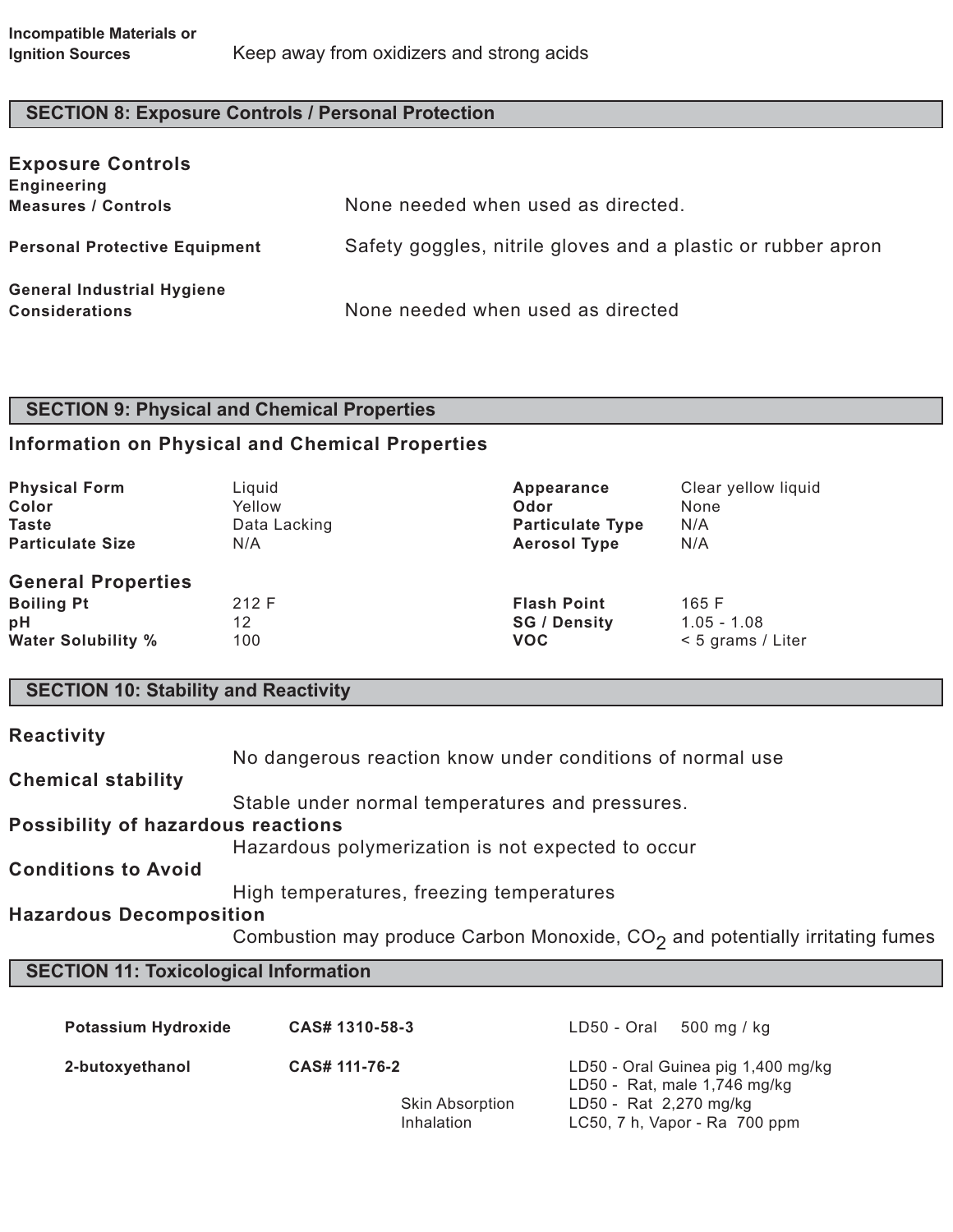| | |
|---|---|
| **Incompatible Materials or Ignition Sources** | Keep away from oxidizers and strong acids |

## SECTION 8: Exposure Controls / Personal Protection

### Exposure Controls

| | |
|---|---|
| **Engineering Measures / Controls** | None needed when used as directed. |
| **Personal Protective Equipment** | Safety goggles, nitrile gloves and a plastic or rubber apron |
| **General Industrial Hygiene Considerations** | None needed when used as directed |

## SECTION 9: Physical and Chemical Properties

### Information on Physical and Chemical Properties

| | | | |
|---|---|---|---|
| **Physical Form** | Liquid | **Appearance** | Clear yellow liquid |
| **Color** | Yellow | **Odor** | None |
| **Taste** | Data Lacking | **Particulate Type** | N/A |
| **Particulate Size** | N/A | **Aerosol Type** | N/A |

### General Properties

| | | | |
|---|---|---|---|
| **Boiling Pt** | 212 F | **Flash Point** | 165 F |
| **pH** | 12 | **SG / Density** | 1.05 - 1.08 |
| **Water Solubility %** | 100 | **VOC** | < 5 grams / Liter |

## SECTION 10: Stability and Reactivity

**Reactivity**

No dangerous reaction know under conditions of normal use

**Chemical stability**

Stable under normal temperatures and pressures.

**Possibility of hazardous reactions**

Hazardous polymerization is not expected to occur

**Conditions to Avoid**

High temperatures, freezing temperatures

**Hazardous Decomposition**

Combustion may produce Carbon Monoxide, $CO_2$ and potentially irritating fumes

## SECTION 11: Toxicological Information

| | | | |
|---|---|---|---|
| **Potassium Hydroxide** | **CAS# 1310-58-3** | | LD50 - Oral 500 mg / kg |
| **2-butoxyethanol** | **CAS# 111-76-2** | | LD50 - Oral Guinea pig 1,400 mg/kg |
| | | | LD50 - Rat, male 1,746 mg/kg |
| | | Skin Absorption | LD50 - Rat 2,270 mg/kg |
| | | Inhalation | LC50, 7 h, Vapor - Ra 700 ppm |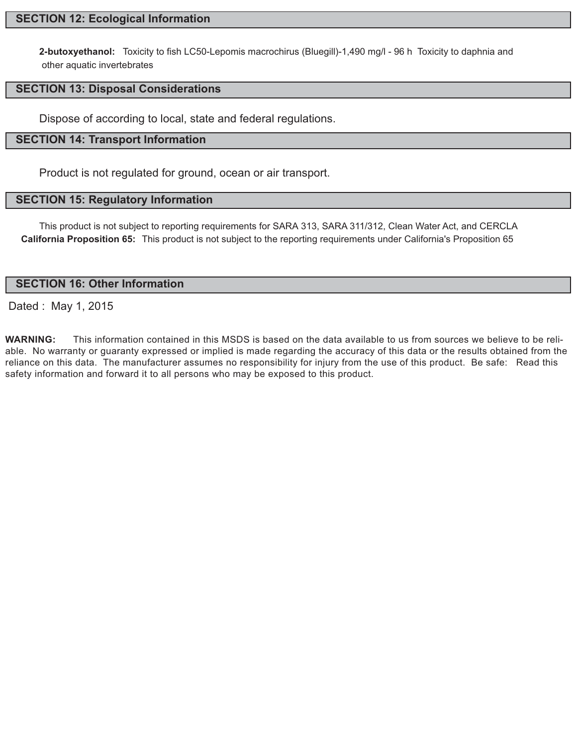## SECTION 12: Ecological Information

**2-butoxyethanol:** Toxicity to fish LC50-Lepomis macrochirus (Bluegill)-1,490 mg/l - 96 h Toxicity to daphnia and other aquatic invertebrates

## SECTION 13: Disposal Considerations

Dispose of according to local, state and federal regulations.

## SECTION 14: Transport Information

Product is not regulated for ground, ocean or air transport.

## SECTION 15: Regulatory Information

This product is not subject to reporting requirements for SARA 313, SARA 311/312, Clean Water Act, and CERCLA

**California Proposition 65:** This product is not subject to the reporting requirements under California's Proposition 65

## SECTION 16: Other Information

Dated : May 1, 2015

**WARNING:** This information contained in this MSDS is based on the data available to us from sources we believe to be reliable. No warranty or guaranty expressed or implied is made regarding the accuracy of this data or the results obtained from the reliance on this data. The manufacturer assumes no responsibility for injury from the use of this product. Be safe: Read this safety information and forward it to all persons who may be exposed to this product.